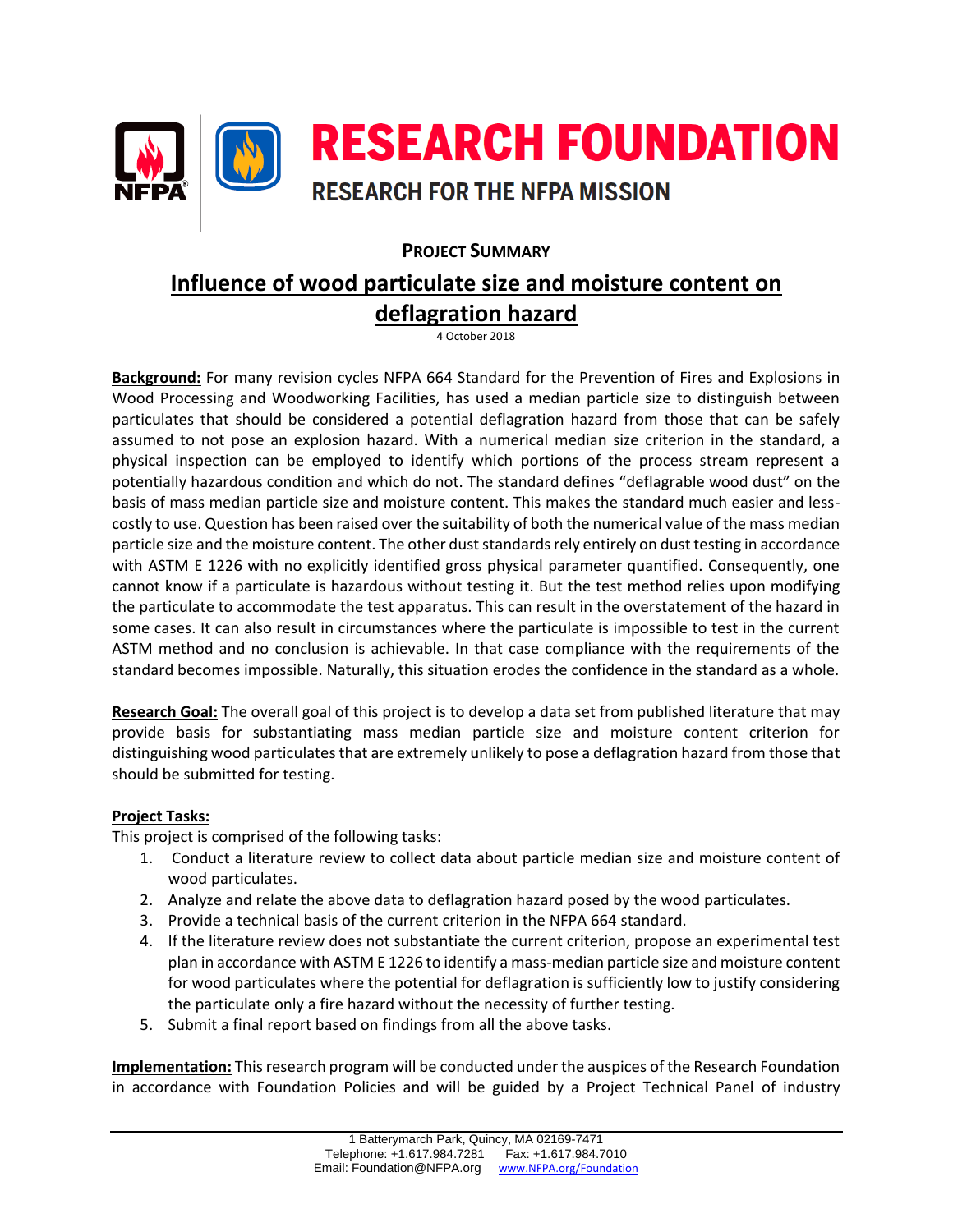# RESEARCH FOUNDATION

## RESEARCH FOR THE NFPA MISSION

**PROJECT SUMMARY**

## Influence of wood particulate size and moisture content on deflagration hazard

4 October 2018

**Background:** For many revision cycles NFPA 664 Standard for the Prevention of Fires and Explosions in Wood Processing and Woodworking Facilities, has used a median particle size to distinguish between particulates that should be considered a potential deflagration hazard from those that can be safely assumed to not pose an explosion hazard. With a numerical median size criterion in the standard, a physical inspection can be employed to identify which portions of the process stream represent a potentially hazardous condition and which do not. The standard defines "deflagrable wood dust" on the basis of mass median particle size and moisture content. This makes the standard much easier and less-costly to use. Question has been raised over the suitability of both the numerical value of the mass median particle size and the moisture content. The other dust standards rely entirely on dust testing in accordance with ASTM E 1226 with no explicitly identified gross physical parameter quantified. Consequently, one cannot know if a particulate is hazardous without testing it. But the test method relies upon modifying the particulate to accommodate the test apparatus. This can result in the overstatement of the hazard in some cases. It can also result in circumstances where the particulate is impossible to test in the current ASTM method and no conclusion is achievable. In that case compliance with the requirements of the standard becomes impossible. Naturally, this situation erodes the confidence in the standard as a whole.

**Research Goal:** The overall goal of this project is to develop a data set from published literature that may provide basis for substantiating mass median particle size and moisture content criterion for distinguishing wood particulates that are extremely unlikely to pose a deflagration hazard from those that should be submitted for testing.

**Project Tasks:**

This project is comprised of the following tasks:

1. Conduct a literature review to collect data about particle median size and moisture content of wood particulates.
2. Analyze and relate the above data to deflagration hazard posed by the wood particulates.
3. Provide a technical basis of the current criterion in the NFPA 664 standard.
4. If the literature review does not substantiate the current criterion, propose an experimental test plan in accordance with ASTM E 1226 to identify a mass-median particle size and moisture content for wood particulates where the potential for deflagration is sufficiently low to justify considering the particulate only a fire hazard without the necessity of further testing.
5. Submit a final report based on findings from all the above tasks.

**Implementation:** This research program will be conducted under the auspices of the Research Foundation in accordance with Foundation Policies and will be guided by a Project Technical Panel of industry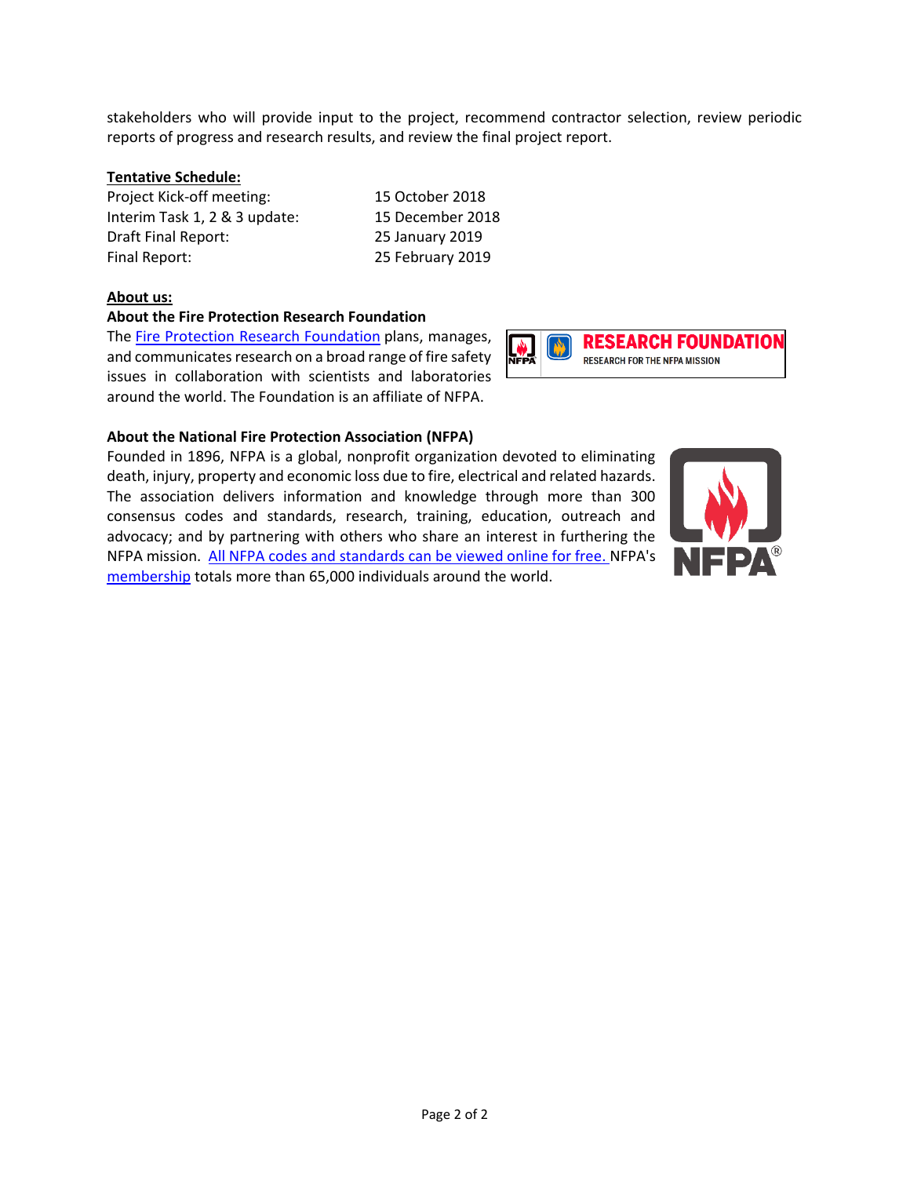stakeholders who will provide input to the project, recommend contractor selection, review periodic reports of progress and research results, and review the final project report.

**Tentative Schedule:**

| | |
|---|---|
| Project Kick-off meeting: | 15 October 2018 |
| Interim Task 1, 2 & 3 update: | 15 December 2018 |
| Draft Final Report: | 25 January 2019 |
| Final Report: | 25 February 2019 |

**About us:**

**About the Fire Protection Research Foundation**

The Fire Protection Research Foundation plans, manages, and communicates research on a broad range of fire safety issues in collaboration with scientists and laboratories around the world. The Foundation is an affiliate of NFPA.

**About the National Fire Protection Association (NFPA)**

Founded in 1896, NFPA is a global, nonprofit organization devoted to eliminating death, injury, property and economic loss due to fire, electrical and related hazards. The association delivers information and knowledge through more than 300 consensus codes and standards, research, training, education, outreach and advocacy; and by partnering with others who share an interest in furthering the NFPA mission. All NFPA codes and standards can be viewed online for free. NFPA's membership totals more than 65,000 individuals around the world.